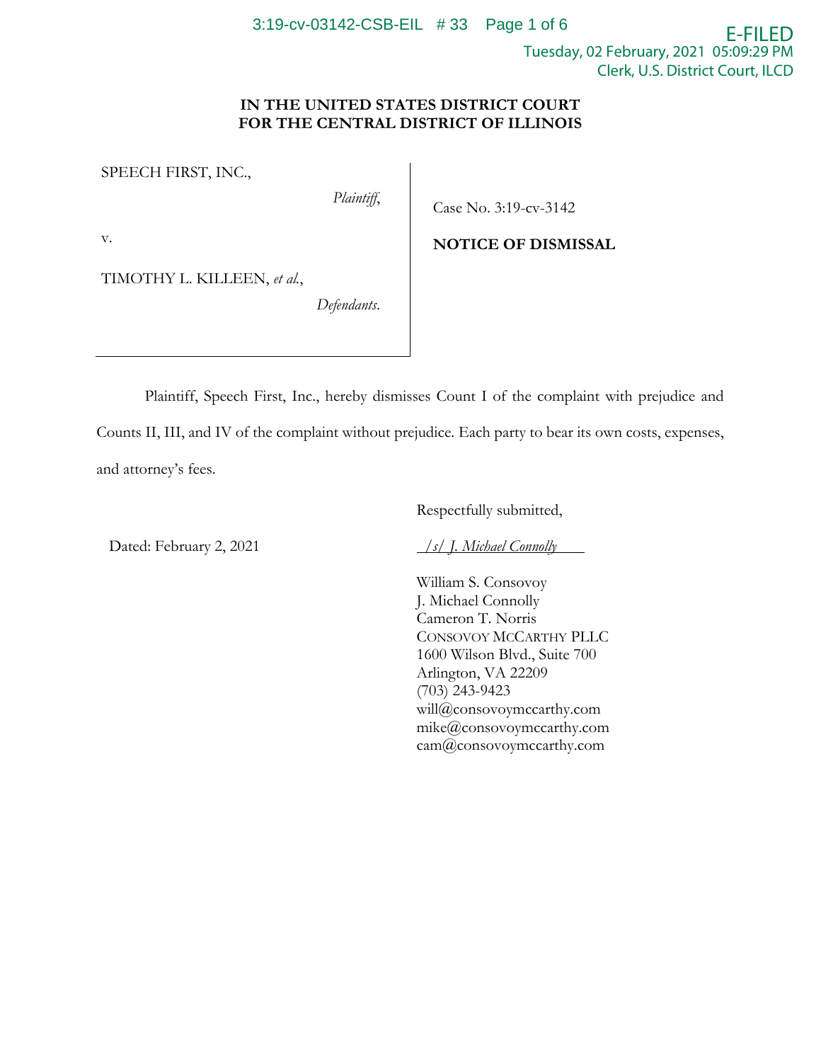**IN THE UNITED STATES DISTRICT COURT**
**FOR THE CENTRAL DISTRICT OF ILLINOIS**

SPEECH FIRST, INC.,

*Plaintiff*,

v.

TIMOTHY L. KILLEEN, *et al.*,

*Defendants*.

Case No. 3:19-cv-3142

**NOTICE OF DISMISSAL**

Plaintiff, Speech First, Inc., hereby dismisses Count I of the complaint with prejudice and Counts II, III, and IV of the complaint without prejudice. Each party to bear its own costs, expenses, and attorney's fees.

Dated: February 2, 2021

Respectfully submitted,

*/s/ J. Michael Connolly*

William S. Consovoy
J. Michael Connolly
Cameron T. Norris
CONSOVOY MCCARTHY PLLC
1600 Wilson Blvd., Suite 700
Arlington, VA 22209
(703) 243-9423
will@consovoymccarthy.com
mike@consovoymccarthy.com
cam@consovoymccarthy.com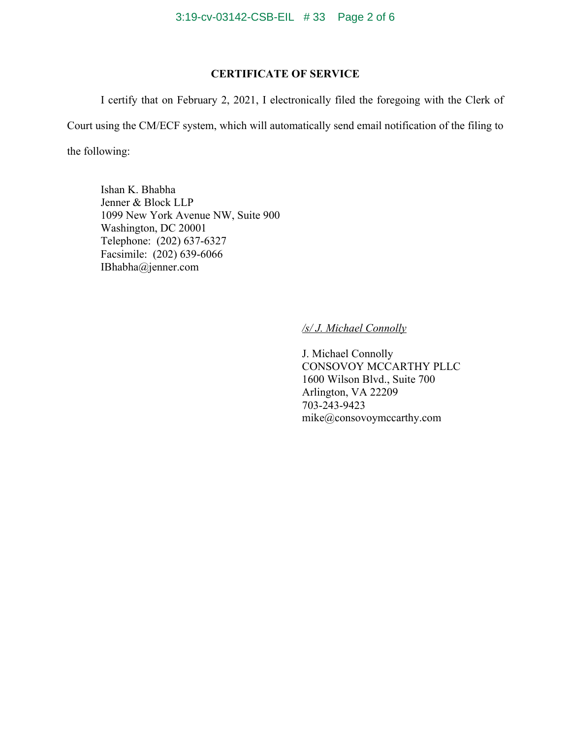**CERTIFICATE OF SERVICE**

I certify that on February 2, 2021, I electronically filed the foregoing with the Clerk of Court using the CM/ECF system, which will automatically send email notification of the filing to the following:

Ishan K. Bhabha
Jenner & Block LLP
1099 New York Avenue NW, Suite 900
Washington, DC 20001
Telephone: (202) 637-6327
Facsimile: (202) 639-6066
IBhabha@jenner.com

*/s/ J. Michael Connolly*

J. Michael Connolly
CONSOVOY MCCARTHY PLLC
1600 Wilson Blvd., Suite 700
Arlington, VA 22209
703-243-9423
mike@consovoymccarthy.com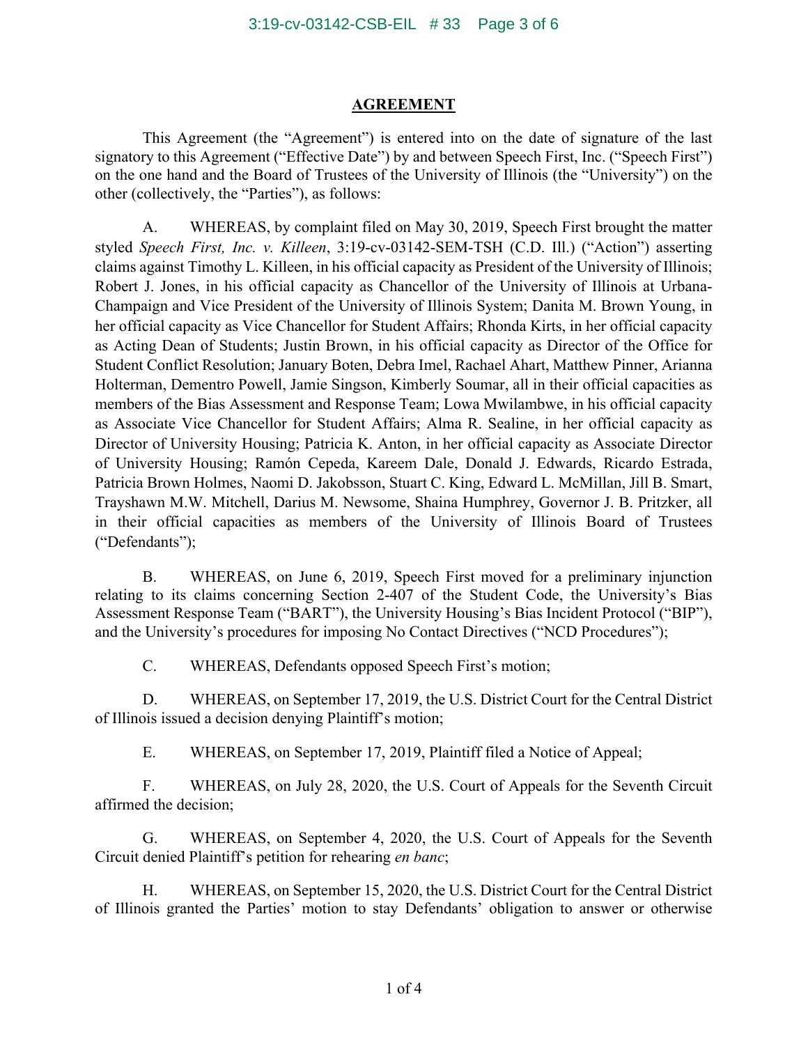## AGREEMENT

This Agreement (the "Agreement") is entered into on the date of signature of the last signatory to this Agreement ("Effective Date") by and between Speech First, Inc. ("Speech First") on the one hand and the Board of Trustees of the University of Illinois (the "University") on the other (collectively, the "Parties"), as follows:

A. WHEREAS, by complaint filed on May 30, 2019, Speech First brought the matter styled *Speech First, Inc. v. Killeen*, 3:19-cv-03142-SEM-TSH (C.D. Ill.) ("Action") asserting claims against Timothy L. Killeen, in his official capacity as President of the University of Illinois; Robert J. Jones, in his official capacity as Chancellor of the University of Illinois at Urbana-Champaign and Vice President of the University of Illinois System; Danita M. Brown Young, in her official capacity as Vice Chancellor for Student Affairs; Rhonda Kirts, in her official capacity as Acting Dean of Students; Justin Brown, in his official capacity as Director of the Office for Student Conflict Resolution; January Boten, Debra Imel, Rachael Ahart, Matthew Pinner, Arianna Holterman, Dementro Powell, Jamie Singson, Kimberly Soumar, all in their official capacities as members of the Bias Assessment and Response Team; Lowa Mwilambwe, in his official capacity as Associate Vice Chancellor for Student Affairs; Alma R. Sealine, in her official capacity as Director of University Housing; Patricia K. Anton, in her official capacity as Associate Director of University Housing; Ramón Cepeda, Kareem Dale, Donald J. Edwards, Ricardo Estrada, Patricia Brown Holmes, Naomi D. Jakobsson, Stuart C. King, Edward L. McMillan, Jill B. Smart, Trayshawn M.W. Mitchell, Darius M. Newsome, Shaina Humphrey, Governor J. B. Pritzker, all in their official capacities as members of the University of Illinois Board of Trustees ("Defendants");

B. WHEREAS, on June 6, 2019, Speech First moved for a preliminary injunction relating to its claims concerning Section 2-407 of the Student Code, the University's Bias Assessment Response Team ("BART"), the University Housing's Bias Incident Protocol ("BIP"), and the University's procedures for imposing No Contact Directives ("NCD Procedures");

C. WHEREAS, Defendants opposed Speech First's motion;

D. WHEREAS, on September 17, 2019, the U.S. District Court for the Central District of Illinois issued a decision denying Plaintiff's motion;

E. WHEREAS, on September 17, 2019, Plaintiff filed a Notice of Appeal;

F. WHEREAS, on July 28, 2020, the U.S. Court of Appeals for the Seventh Circuit affirmed the decision;

G. WHEREAS, on September 4, 2020, the U.S. Court of Appeals for the Seventh Circuit denied Plaintiff's petition for rehearing *en banc*;

H. WHEREAS, on September 15, 2020, the U.S. District Court for the Central District of Illinois granted the Parties' motion to stay Defendants' obligation to answer or otherwise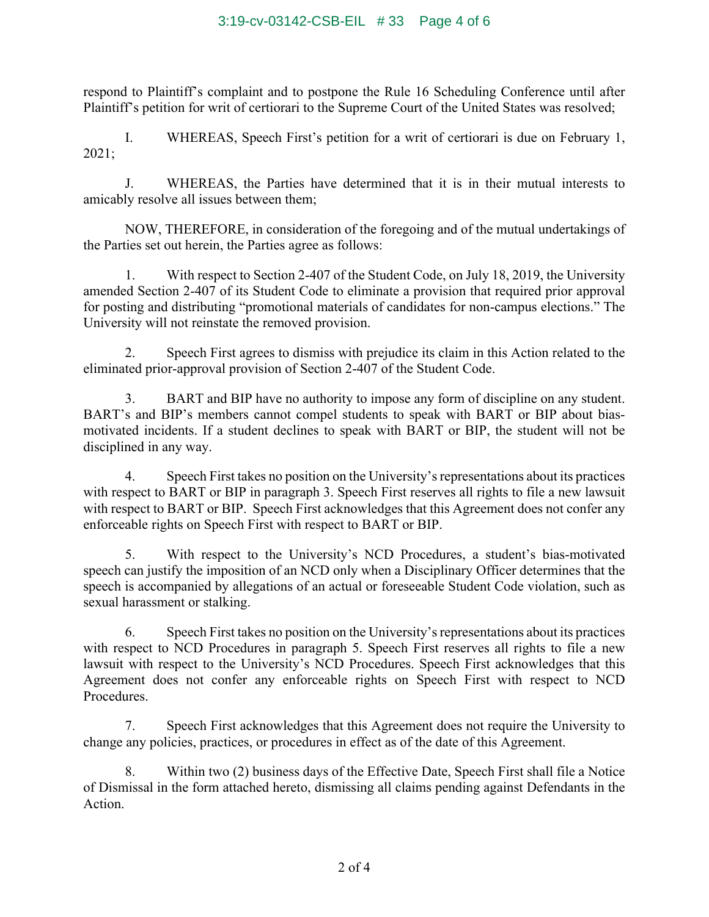respond to Plaintiff's complaint and to postpone the Rule 16 Scheduling Conference until after Plaintiff's petition for writ of certiorari to the Supreme Court of the United States was resolved;

I. WHEREAS, Speech First's petition for a writ of certiorari is due on February 1, 2021;

J. WHEREAS, the Parties have determined that it is in their mutual interests to amicably resolve all issues between them;

NOW, THEREFORE, in consideration of the foregoing and of the mutual undertakings of the Parties set out herein, the Parties agree as follows:

1. With respect to Section 2-407 of the Student Code, on July 18, 2019, the University amended Section 2-407 of its Student Code to eliminate a provision that required prior approval for posting and distributing "promotional materials of candidates for non-campus elections." The University will not reinstate the removed provision.

2. Speech First agrees to dismiss with prejudice its claim in this Action related to the eliminated prior-approval provision of Section 2-407 of the Student Code.

3. BART and BIP have no authority to impose any form of discipline on any student. BART's and BIP's members cannot compel students to speak with BART or BIP about bias-motivated incidents. If a student declines to speak with BART or BIP, the student will not be disciplined in any way.

4. Speech First takes no position on the University's representations about its practices with respect to BART or BIP in paragraph 3. Speech First reserves all rights to file a new lawsuit with respect to BART or BIP. Speech First acknowledges that this Agreement does not confer any enforceable rights on Speech First with respect to BART or BIP.

5. With respect to the University's NCD Procedures, a student's bias-motivated speech can justify the imposition of an NCD only when a Disciplinary Officer determines that the speech is accompanied by allegations of an actual or foreseeable Student Code violation, such as sexual harassment or stalking.

6. Speech First takes no position on the University's representations about its practices with respect to NCD Procedures in paragraph 5. Speech First reserves all rights to file a new lawsuit with respect to the University's NCD Procedures. Speech First acknowledges that this Agreement does not confer any enforceable rights on Speech First with respect to NCD Procedures.

7. Speech First acknowledges that this Agreement does not require the University to change any policies, practices, or procedures in effect as of the date of this Agreement.

8. Within two (2) business days of the Effective Date, Speech First shall file a Notice of Dismissal in the form attached hereto, dismissing all claims pending against Defendants in the Action.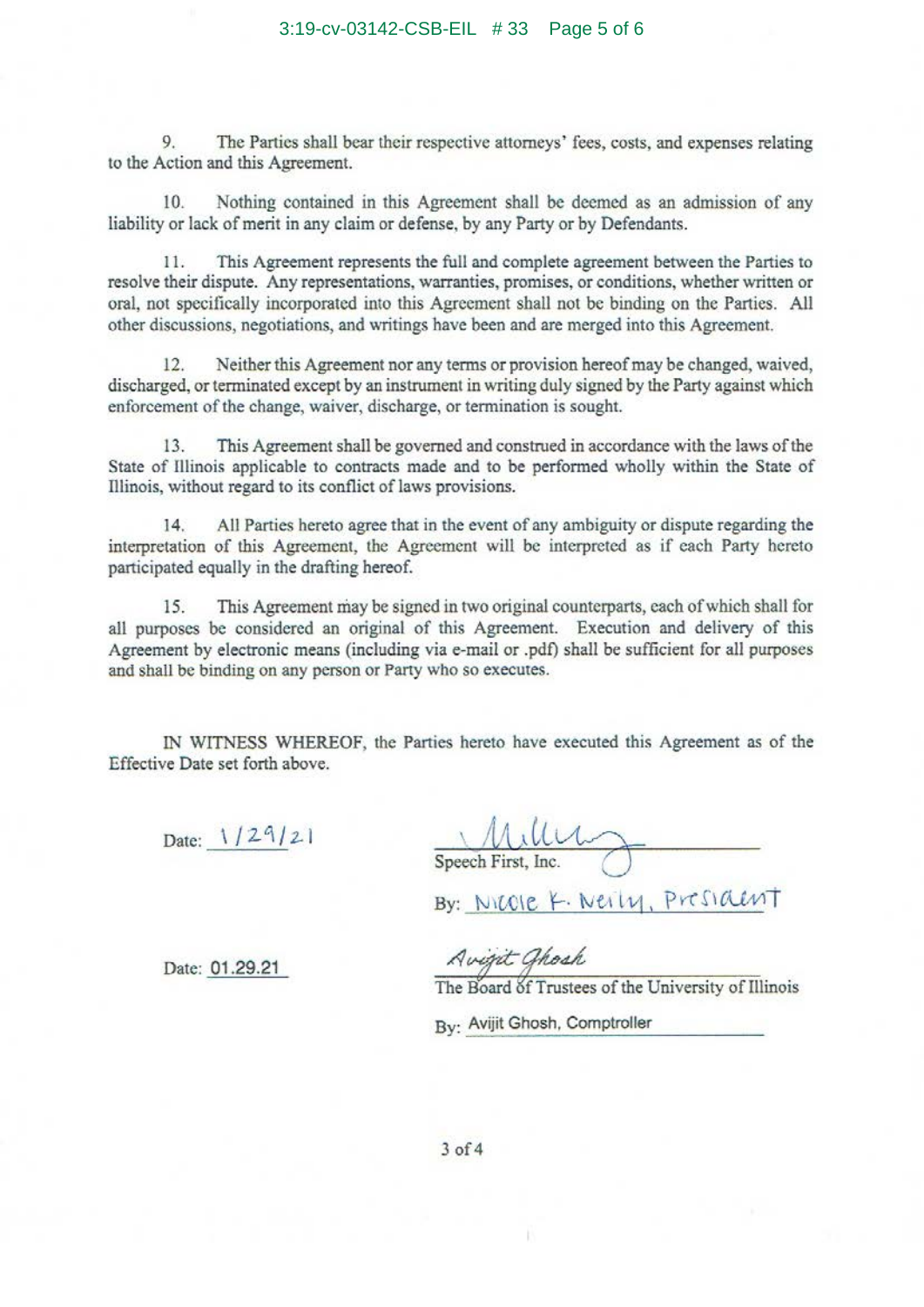9. The Parties shall bear their respective attorneys' fees, costs, and expenses relating to the Action and this Agreement.

10. Nothing contained in this Agreement shall be deemed as an admission of any liability or lack of merit in any claim or defense, by any Party or by Defendants.

11. This Agreement represents the full and complete agreement between the Parties to resolve their dispute. Any representations, warranties, promises, or conditions, whether written or oral, not specifically incorporated into this Agreement shall not be binding on the Parties. All other discussions, negotiations, and writings have been and are merged into this Agreement.

12. Neither this Agreement nor any terms or provision hereof may be changed, waived, discharged, or terminated except by an instrument in writing duly signed by the Party against which enforcement of the change, waiver, discharge, or termination is sought.

13. This Agreement shall be governed and construed in accordance with the laws of the State of Illinois applicable to contracts made and to be performed wholly within the State of Illinois, without regard to its conflict of laws provisions.

14. All Parties hereto agree that in the event of any ambiguity or dispute regarding the interpretation of this Agreement, the Agreement will be interpreted as if each Party hereto participated equally in the drafting hereof.

15. This Agreement may be signed in two original counterparts, each of which shall for all purposes be considered an original of this Agreement. Execution and delivery of this Agreement by electronic means (including via e-mail or .pdf) shall be sufficient for all purposes and shall be binding on any person or Party who so executes.

IN WITNESS WHEREOF, the Parties hereto have executed this Agreement as of the Effective Date set forth above.

Date: 1/29/21

Speech First, Inc.

By: Nicole K. Neily, President

Date: 01.29.21

Avijit Ghosh

The Board of Trustees of the University of Illinois

By: Avijit Ghosh, Comptroller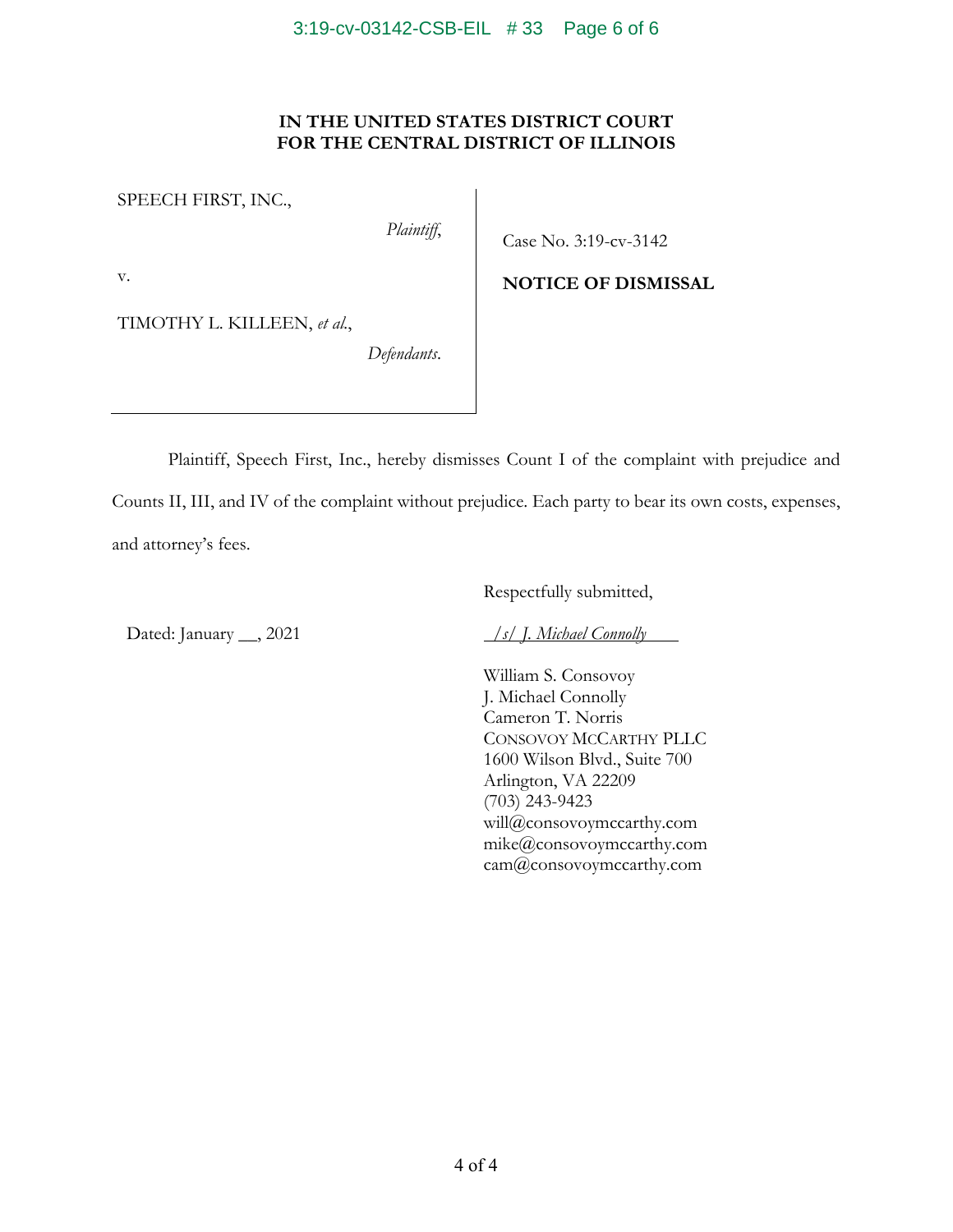**IN THE UNITED STATES DISTRICT COURT FOR THE CENTRAL DISTRICT OF ILLINOIS**

| | |
|---|---|
| SPEECH FIRST, INC., *Plaintiff*, v. TIMOTHY L. KILLEEN, *et al.*, *Defendants*. | Case No. 3:19-cv-3142 **NOTICE OF DISMISSAL** |

Plaintiff, Speech First, Inc., hereby dismisses Count I of the complaint with prejudice and Counts II, III, and IV of the complaint without prejudice. Each party to bear its own costs, expenses, and attorney's fees.

Respectfully submitted,

Dated: January __, 2021

*/s/ J. Michael Connolly*

William S. Consovoy
J. Michael Connolly
Cameron T. Norris
CONSOVOY MCCARTHY PLLC
1600 Wilson Blvd., Suite 700
Arlington, VA 22209
(703) 243-9423
will@consovoymccarthy.com
mike@consovoymccarthy.com
cam@consovoymccarthy.com